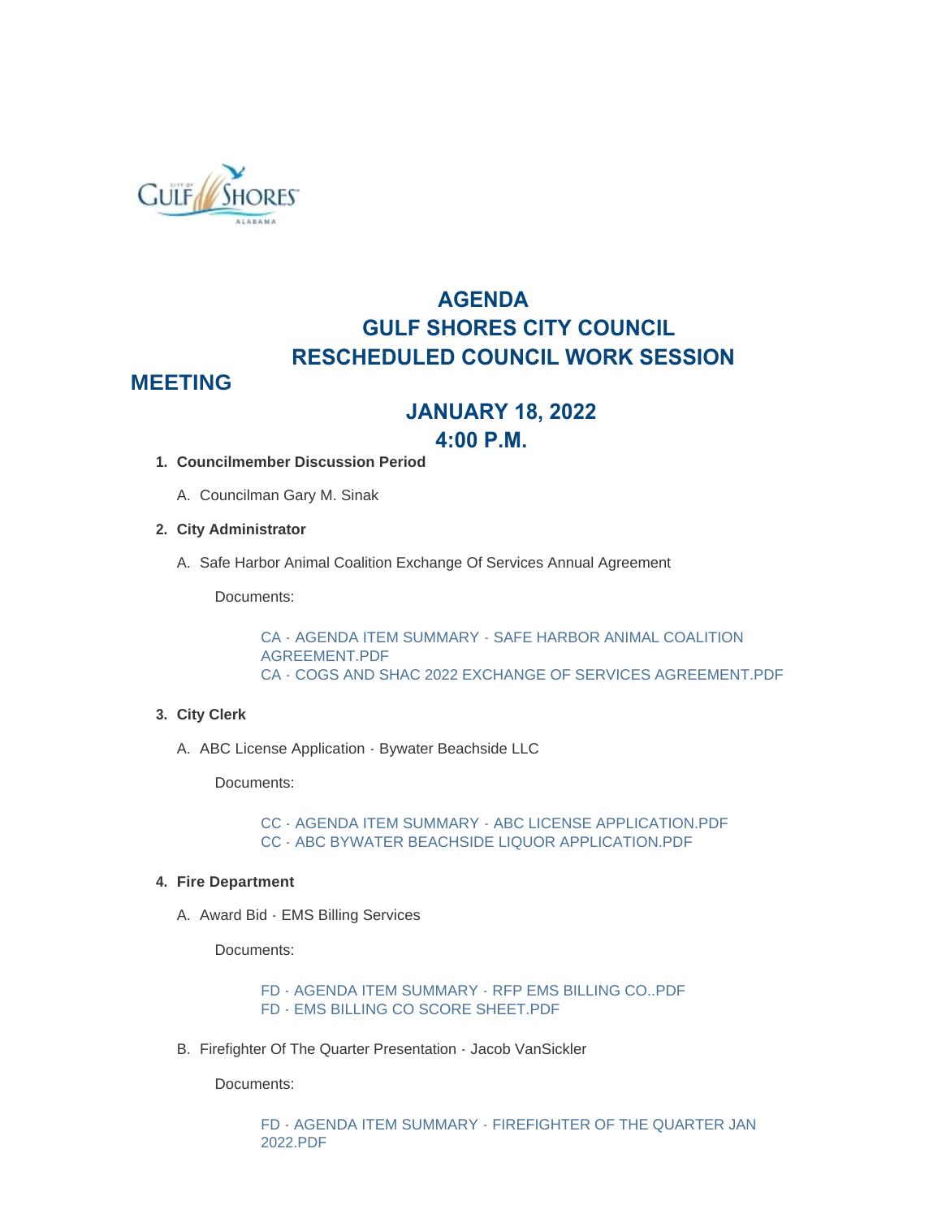# AGENDA
# GULF SHORES CITY COUNCIL
# RESCHEDULED COUNCIL WORK SESSION MEETING

## JANUARY 18, 2022
## 4:00 P.M.

1. **Councilmember Discussion Period**

   A. Councilman Gary M. Sinak

2. **City Administrator**

   A. Safe Harbor Animal Coalition Exchange Of Services Annual Agreement

      Documents:

      CA - AGENDA ITEM SUMMARY - SAFE HARBOR ANIMAL COALITION AGREEMENT.PDF
      CA - COGS AND SHAC 2022 EXCHANGE OF SERVICES AGREEMENT.PDF

3. **City Clerk**

   A. ABC License Application - Bywater Beachside LLC

      Documents:

      CC - AGENDA ITEM SUMMARY - ABC LICENSE APPLICATION.PDF
      CC - ABC BYWATER BEACHSIDE LIQUOR APPLICATION.PDF

4. **Fire Department**

   A. Award Bid - EMS Billing Services

      Documents:

      FD - AGENDA ITEM SUMMARY - RFP EMS BILLING CO..PDF
      FD - EMS BILLING CO SCORE SHEET.PDF

   B. Firefighter Of The Quarter Presentation - Jacob VanSickler

      Documents:

      FD - AGENDA ITEM SUMMARY - FIREFIGHTER OF THE QUARTER JAN 2022.PDF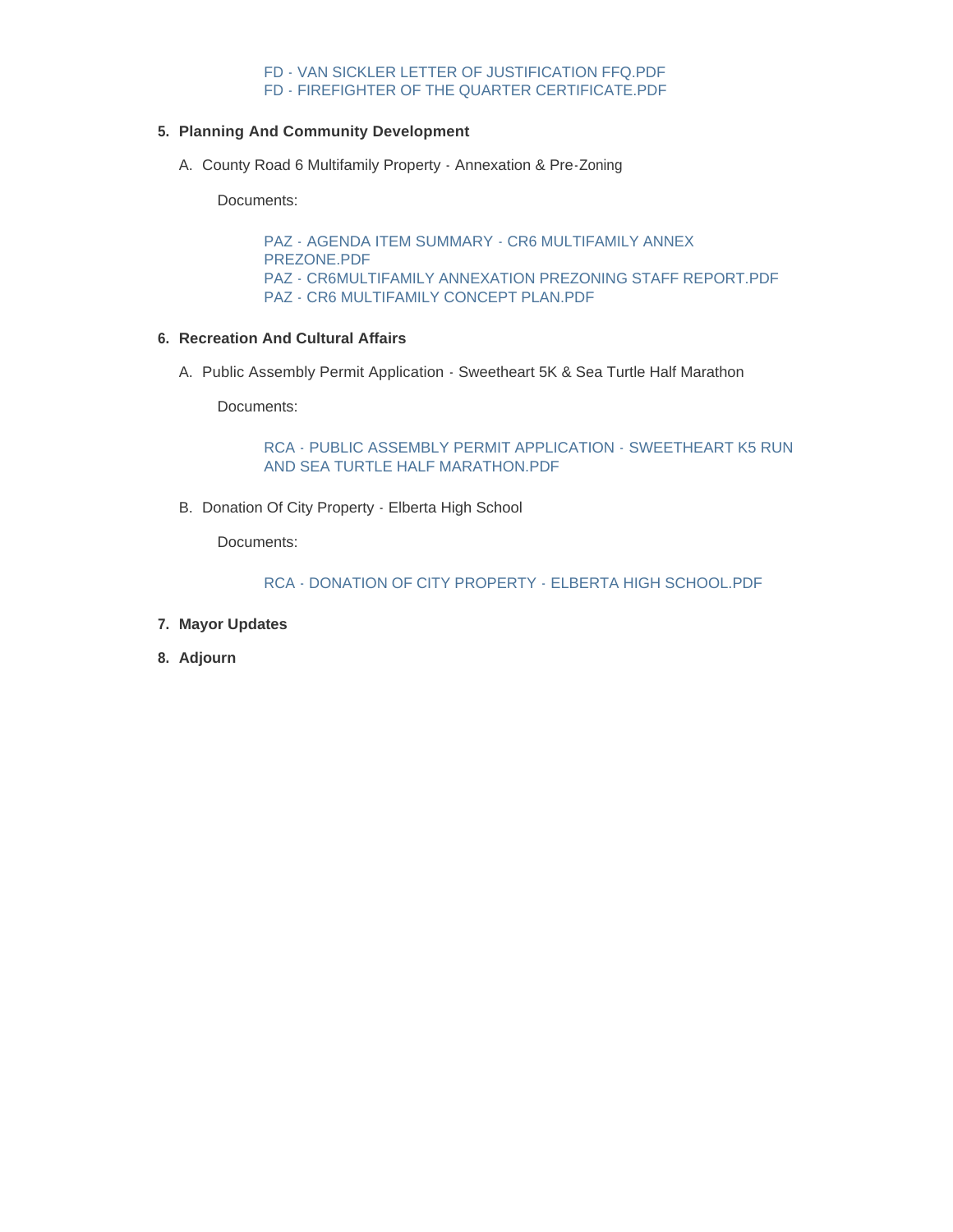FD - VAN SICKLER LETTER OF JUSTIFICATION FFQ.PDF
FD - FIREFIGHTER OF THE QUARTER CERTIFICATE.PDF

5. **Planning And Community Development**

   A. County Road 6 Multifamily Property - Annexation & Pre-Zoning

      Documents:

      PAZ - AGENDA ITEM SUMMARY - CR6 MULTIFAMILY ANNEX PREZONE.PDF
      PAZ - CR6MULTIFAMILY ANNEXATION PREZONING STAFF REPORT.PDF
      PAZ - CR6 MULTIFAMILY CONCEPT PLAN.PDF

6. **Recreation And Cultural Affairs**

   A. Public Assembly Permit Application - Sweetheart 5K & Sea Turtle Half Marathon

      Documents:

      RCA - PUBLIC ASSEMBLY PERMIT APPLICATION - SWEETHEART K5 RUN AND SEA TURTLE HALF MARATHON.PDF

   B. Donation Of City Property - Elberta High School

      Documents:

      RCA - DONATION OF CITY PROPERTY - ELBERTA HIGH SCHOOL.PDF

7. **Mayor Updates**

8. **Adjourn**